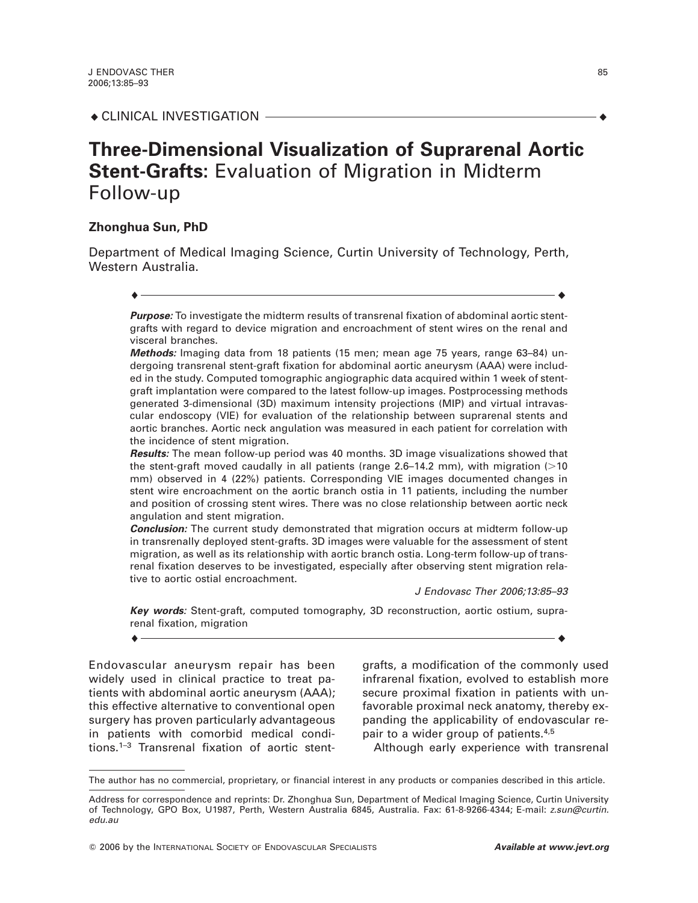◆ CLINICAL INVESTIGATION

# Three-Dimensional Visualization of Suprarenal Aortic Stent-Grafts: Evaluation of Migration in Midterm Follow-up

**Zhonghua Sun, PhD**

Department of Medical Imaging Science, Curtin University of Technology, Perth, Western Australia.

***Purpose:*** To investigate the midterm results of transrenal fixation of abdominal aortic stent-grafts with regard to device migration and encroachment of stent wires on the renal and visceral branches.

***Methods:*** Imaging data from 18 patients (15 men; mean age 75 years, range 63–84) undergoing transrenal stent-graft fixation for abdominal aortic aneurysm (AAA) were included in the study. Computed tomographic angiographic data acquired within 1 week of stent-graft implantation were compared to the latest follow-up images. Postprocessing methods generated 3-dimensional (3D) maximum intensity projections (MIP) and virtual intravascular endoscopy (VIE) for evaluation of the relationship between suprarenal stents and aortic branches. Aortic neck angulation was measured in each patient for correlation with the incidence of stent migration.

***Results:*** The mean follow-up period was 40 months. 3D image visualizations showed that the stent-graft moved caudally in all patients (range 2.6–14.2 mm), with migration (>10 mm) observed in 4 (22%) patients. Corresponding VIE images documented changes in stent wire encroachment on the aortic branch ostia in 11 patients, including the number and position of crossing stent wires. There was no close relationship between aortic neck angulation and stent migration.

***Conclusion:*** The current study demonstrated that migration occurs at midterm follow-up in transrenally deployed stent-grafts. 3D images were valuable for the assessment of stent migration, as well as its relationship with aortic branch ostia. Long-term follow-up of transrenal fixation deserves to be investigated, especially after observing stent migration relative to aortic ostial encroachment.

*J Endovasc Ther 2006;13:85–93*

***Key words:*** Stent-graft, computed tomography, 3D reconstruction, aortic ostium, suprarenal fixation, migration

Endovascular aneurysm repair has been widely used in clinical practice to treat patients with abdominal aortic aneurysm (AAA); this effective alternative to conventional open surgery has proven particularly advantageous in patients with comorbid medical conditions.[1–3] Transrenal fixation of aortic stent-grafts, a modification of the commonly used infrarenal fixation, evolved to establish more secure proximal fixation in patients with unfavorable proximal neck anatomy, thereby expanding the applicability of endovascular repair to a wider group of patients.[4,5]

Although early experience with transrenal

The author has no commercial, proprietary, or financial interest in any products or companies described in this article.

Address for correspondence and reprints: Dr. Zhonghua Sun, Department of Medical Imaging Science, Curtin University of Technology, GPO Box, U1987, Perth, Western Australia 6845, Australia. Fax: 61-8-9266-4344; E-mail: *z.sun@curtin.edu.au*

© 2006 by the International Society of Endovascular Specialists — *Available at www.jevt.org*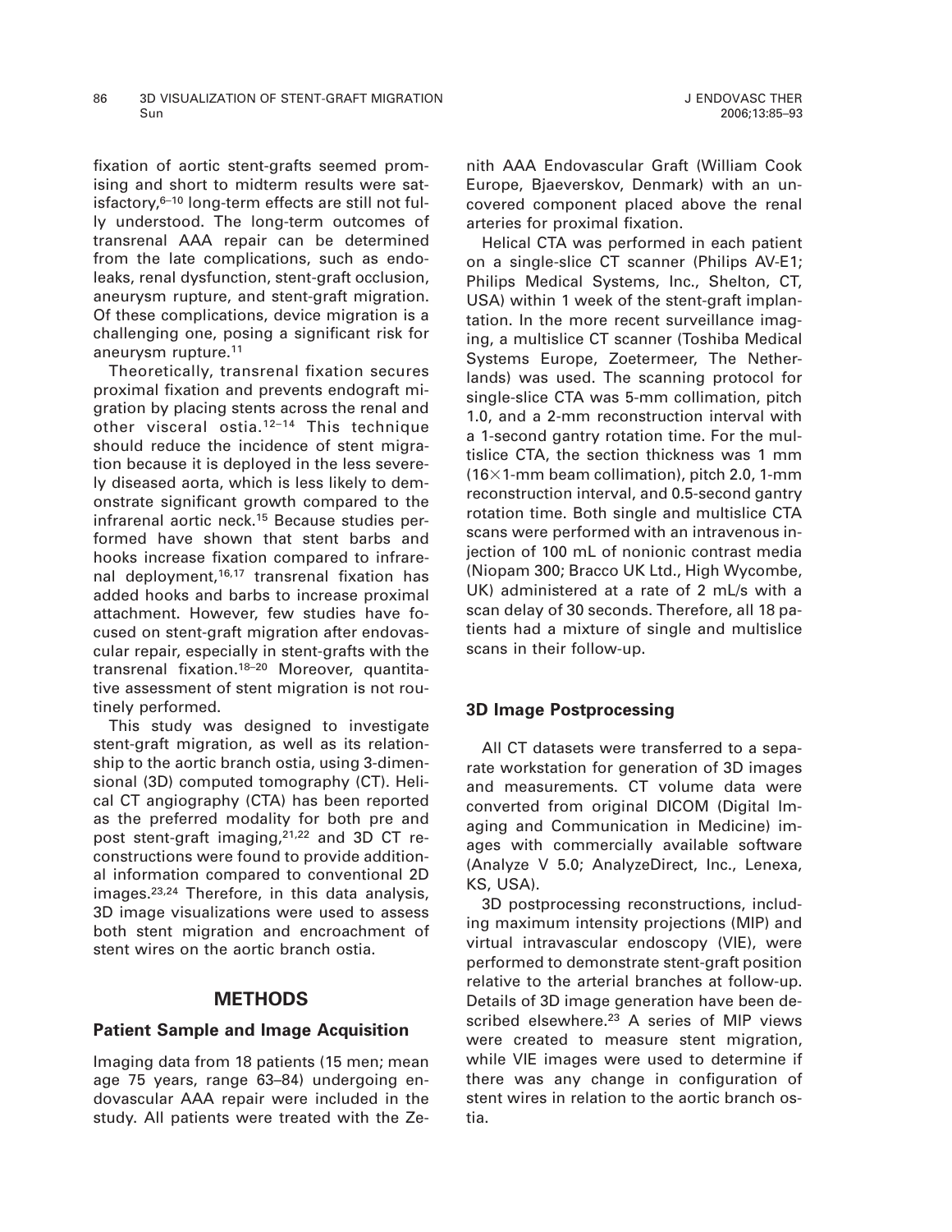fixation of aortic stent-grafts seemed promising and short to midterm results were satisfactory,[6–10] long-term effects are still not fully understood. The long-term outcomes of transrenal AAA repair can be determined from the late complications, such as endoleaks, renal dysfunction, stent-graft occlusion, aneurysm rupture, and stent-graft migration. Of these complications, device migration is a challenging one, posing a significant risk for aneurysm rupture.[11]

Theoretically, transrenal fixation secures proximal fixation and prevents endograft migration by placing stents across the renal and other visceral ostia.[12–14] This technique should reduce the incidence of stent migration because it is deployed in the less severely diseased aorta, which is less likely to demonstrate significant growth compared to the infrarenal aortic neck.[15] Because studies performed have shown that stent barbs and hooks increase fixation compared to infrarenal deployment,[16,17] transrenal fixation has added hooks and barbs to increase proximal attachment. However, few studies have focused on stent-graft migration after endovascular repair, especially in stent-grafts with the transrenal fixation.[18–20] Moreover, quantitative assessment of stent migration is not routinely performed.

This study was designed to investigate stent-graft migration, as well as its relationship to the aortic branch ostia, using 3-dimensional (3D) computed tomography (CT). Helical CT angiography (CTA) has been reported as the preferred modality for both pre and post stent-graft imaging,[21,22] and 3D CT reconstructions were found to provide additional information compared to conventional 2D images.[23,24] Therefore, in this data analysis, 3D image visualizations were used to assess both stent migration and encroachment of stent wires on the aortic branch ostia.

## METHODS

### Patient Sample and Image Acquisition

Imaging data from 18 patients (15 men; mean age 75 years, range 63–84) undergoing endovascular AAA repair were included in the study. All patients were treated with the Zenith AAA Endovascular Graft (William Cook Europe, Bjaeverskov, Denmark) with an uncovered component placed above the renal arteries for proximal fixation.

Helical CTA was performed in each patient on a single-slice CT scanner (Philips AV-E1; Philips Medical Systems, Inc., Shelton, CT, USA) within 1 week of the stent-graft implantation. In the more recent surveillance imaging, a multislice CT scanner (Toshiba Medical Systems Europe, Zoetermeer, The Netherlands) was used. The scanning protocol for single-slice CTA was 5-mm collimation, pitch 1.0, and a 2-mm reconstruction interval with a 1-second gantry rotation time. For the multislice CTA, the section thickness was 1 mm ($16\times1$-mm beam collimation), pitch 2.0, 1-mm reconstruction interval, and 0.5-second gantry rotation time. Both single and multislice CTA scans were performed with an intravenous injection of 100 mL of nonionic contrast media (Niopam 300; Bracco UK Ltd., High Wycombe, UK) administered at a rate of 2 mL/s with a scan delay of 30 seconds. Therefore, all 18 patients had a mixture of single and multislice scans in their follow-up.

### 3D Image Postprocessing

All CT datasets were transferred to a separate workstation for generation of 3D images and measurements. CT volume data were converted from original DICOM (Digital Imaging and Communication in Medicine) images with commercially available software (Analyze V 5.0; AnalyzeDirect, Inc., Lenexa, KS, USA).

3D postprocessing reconstructions, including maximum intensity projections (MIP) and virtual intravascular endoscopy (VIE), were performed to demonstrate stent-graft position relative to the arterial branches at follow-up. Details of 3D image generation have been described elsewhere.[23] A series of MIP views were created to measure stent migration, while VIE images were used to determine if there was any change in configuration of stent wires in relation to the aortic branch ostia.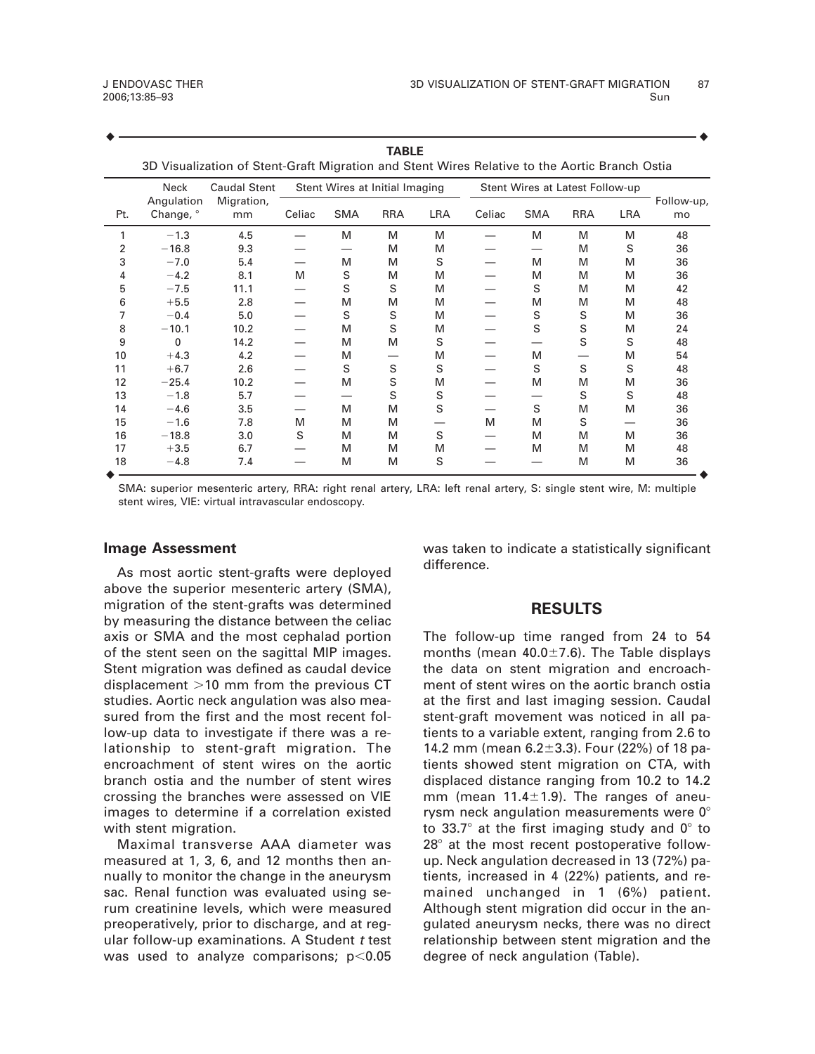**TABLE**

3D Visualization of Stent-Graft Migration and Stent Wires Relative to the Aortic Branch Ostia

| Pt. | Neck Angulation Change, ° | Caudal Stent Migration, mm | Stent Wires at Initial Imaging | | | | Stent Wires at Latest Follow-up | | | | Follow-up, mo |
|---|---|---|---|---|---|---|---|---|---|---|---|
| | | | Celiac | SMA | RRA | LRA | Celiac | SMA | RRA | LRA | |
| 1 | −1.3 | 4.5 | — | M | M | M | — | M | M | M | 48 |
| 2 | −16.8 | 9.3 | — | — | M | M | — | — | M | S | 36 |
| 3 | −7.0 | 5.4 | — | M | M | S | — | M | M | M | 36 |
| 4 | −4.2 | 8.1 | M | S | M | M | — | M | M | M | 36 |
| 5 | −7.5 | 11.1 | — | S | S | M | — | S | M | M | 42 |
| 6 | +5.5 | 2.8 | — | M | M | M | — | M | M | M | 48 |
| 7 | −0.4 | 5.0 | — | S | S | M | — | S | S | M | 36 |
| 8 | −10.1 | 10.2 | — | M | S | M | — | S | S | M | 24 |
| 9 | 0 | 14.2 | — | M | M | S | — | — | S | S | 48 |
| 10 | +4.3 | 4.2 | — | M | — | M | — | M | — | M | 54 |
| 11 | +6.7 | 2.6 | — | S | S | S | — | S | S | S | 48 |
| 12 | −25.4 | 10.2 | — | M | S | M | — | M | M | M | 36 |
| 13 | −1.8 | 5.7 | — | — | S | S | — | — | S | S | 48 |
| 14 | −4.6 | 3.5 | — | M | M | S | — | S | M | M | 36 |
| 15 | −1.6 | 7.8 | M | M | M | — | M | M | S | — | 36 |
| 16 | −18.8 | 3.0 | S | M | M | S | — | M | M | M | 36 |
| 17 | +3.5 | 6.7 | — | M | M | M | — | M | M | M | 48 |
| 18 | −4.8 | 7.4 | — | M | M | S | — | — | M | M | 36 |

SMA: superior mesenteric artery, RRA: right renal artery, LRA: left renal artery, S: single stent wire, M: multiple stent wires, VIE: virtual intravascular endoscopy.

### Image Assessment

As most aortic stent-grafts were deployed above the superior mesenteric artery (SMA), migration of the stent-grafts was determined by measuring the distance between the celiac axis or SMA and the most cephalad portion of the stent seen on the sagittal MIP images. Stent migration was defined as caudal device displacement >10 mm from the previous CT studies. Aortic neck angulation was also measured from the first and the most recent follow-up data to investigate if there was a relationship to stent-graft migration. The encroachment of stent wires on the aortic branch ostia and the number of stent wires crossing the branches were assessed on VIE images to determine if a correlation existed with stent migration.

Maximal transverse AAA diameter was measured at 1, 3, 6, and 12 months then annually to monitor the change in the aneurysm sac. Renal function was evaluated using serum creatinine levels, which were measured preoperatively, prior to discharge, and at regular follow-up examinations. A Student *t* test was used to analyze comparisons; $p<0.05$ was taken to indicate a statistically significant difference.

## RESULTS

The follow-up time ranged from 24 to 54 months (mean $40.0\pm7.6$). The Table displays the data on stent migration and encroachment of stent wires on the aortic branch ostia at the first and last imaging session. Caudal stent-graft movement was noticed in all patients to a variable extent, ranging from 2.6 to 14.2 mm (mean $6.2\pm3.3$). Four (22%) of 18 patients showed stent migration on CTA, with displaced distance ranging from 10.2 to 14.2 mm (mean $11.4\pm1.9$). The ranges of aneurysm neck angulation measurements were 0° to 33.7° at the first imaging study and 0° to 28° at the most recent postoperative follow-up. Neck angulation decreased in 13 (72%) patients, increased in 4 (22%) patients, and remained unchanged in 1 (6%) patient. Although stent migration did occur in the angulated aneurysm necks, there was no direct relationship between stent migration and the degree of neck angulation (Table).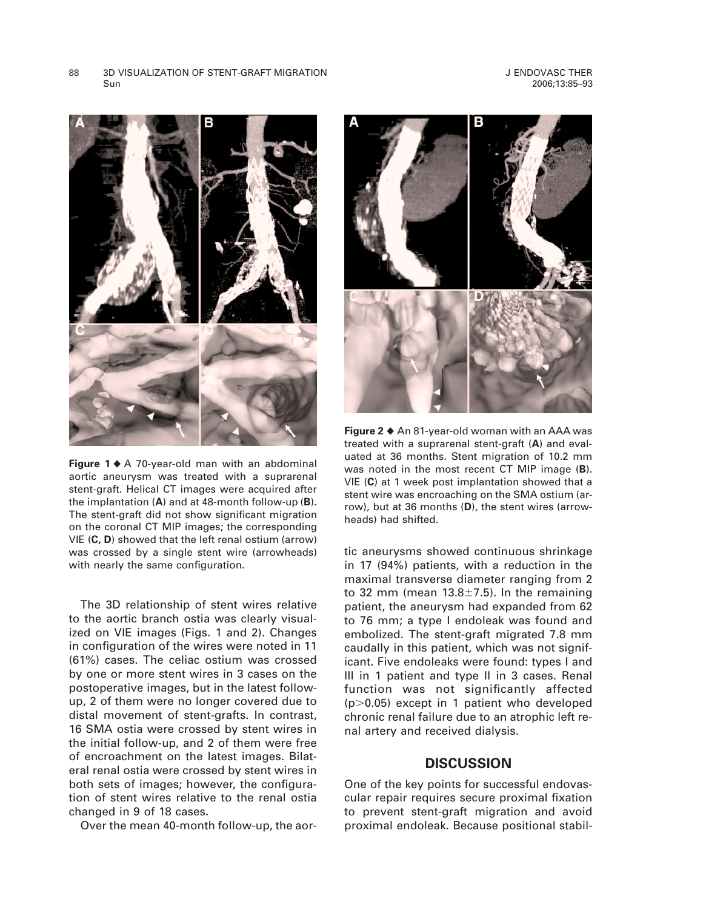**Figure 1** ◆ A 70-year-old man with an abdominal aortic aneurysm was treated with a suprarenal stent-graft. Helical CT images were acquired after the implantation (**A**) and at 48-month follow-up (**B**). The stent-graft did not show significant migration on the coronal CT MIP images; the corresponding VIE (**C, D**) showed that the left renal ostium (arrow) was crossed by a single stent wire (arrowheads) with nearly the same configuration.

**Figure 2** ◆ An 81-year-old woman with an AAA was treated with a suprarenal stent-graft (**A**) and evaluated at 36 months. Stent migration of 10.2 mm was noted in the most recent CT MIP image (**B**). VIE (**C**) at 1 week post implantation showed that a stent wire was encroaching on the SMA ostium (arrow), but at 36 months (**D**), the stent wires (arrowheads) had shifted.

The 3D relationship of stent wires relative to the aortic branch ostia was clearly visualized on VIE images (Figs. 1 and 2). Changes in configuration of the wires were noted in 11 (61%) cases. The celiac ostium was crossed by one or more stent wires in 3 cases on the postoperative images, but in the latest follow-up, 2 of them were no longer covered due to distal movement of stent-grafts. In contrast, 16 SMA ostia were crossed by stent wires in the initial follow-up, and 2 of them were free of encroachment on the latest images. Bilateral renal ostia were crossed by stent wires in both sets of images; however, the configuration of stent wires relative to the renal ostia changed in 9 of 18 cases.

Over the mean 40-month follow-up, the aortic aneurysms showed continuous shrinkage in 17 (94%) patients, with a reduction in the maximal transverse diameter ranging from 2 to 32 mm (mean $13.8 \pm 7.5$). In the remaining patient, the aneurysm had expanded from 62 to 76 mm; a type I endoleak was found and embolized. The stent-graft migrated 7.8 mm caudally in this patient, which was not significant. Five endoleaks were found: types I and III in 1 patient and type II in 3 cases. Renal function was not significantly affected ($p > 0.05$) except in 1 patient who developed chronic renal failure due to an atrophic left renal artery and received dialysis.

## DISCUSSION

One of the key points for successful endovascular repair requires secure proximal fixation to prevent stent-graft migration and avoid proximal endoleak. Because positional stabil-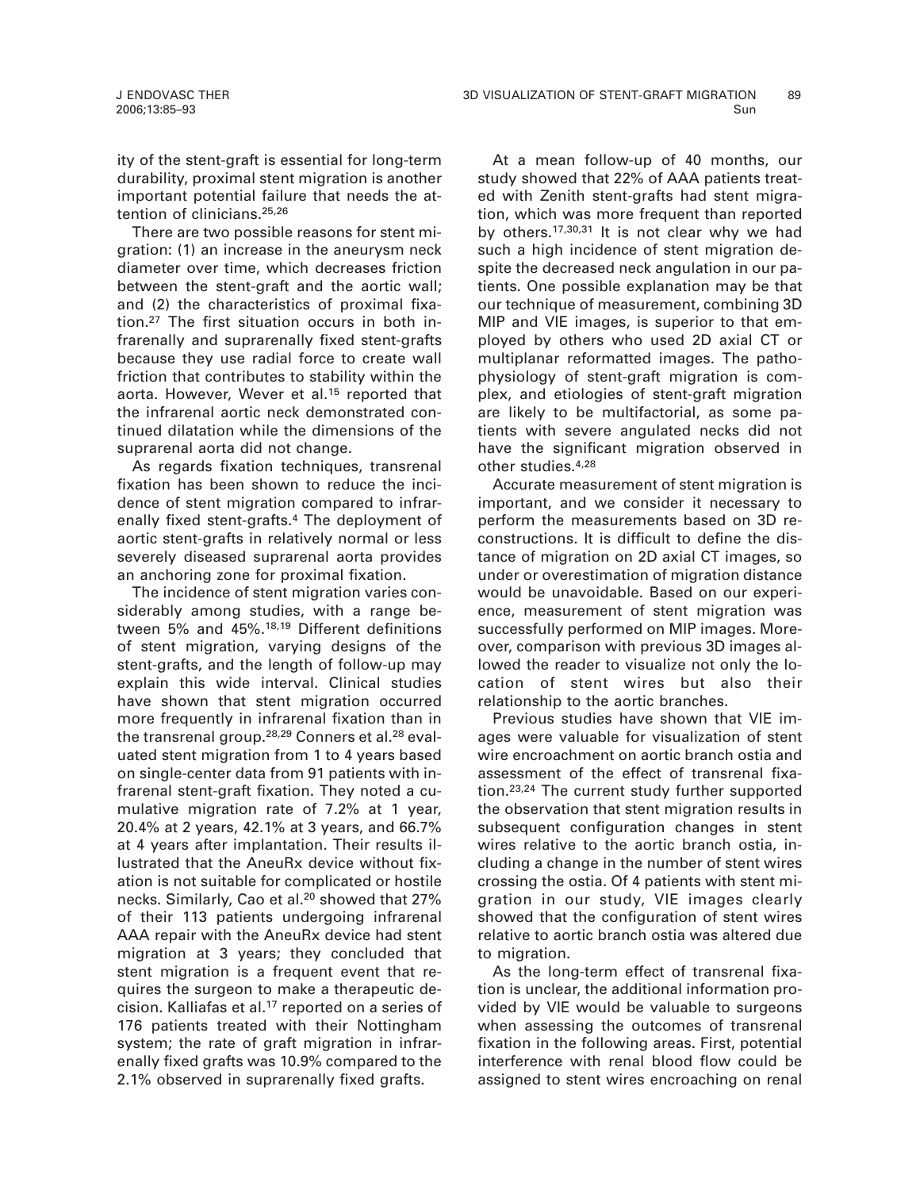ity of the stent-graft is essential for long-term durability, proximal stent migration is another important potential failure that needs the attention of clinicians.[25,26]

There are two possible reasons for stent migration: (1) an increase in the aneurysm neck diameter over time, which decreases friction between the stent-graft and the aortic wall; and (2) the characteristics of proximal fixation.[27] The first situation occurs in both infrarenally and suprarenally fixed stent-grafts because they use radial force to create wall friction that contributes to stability within the aorta. However, Wever et al.[15] reported that the infrarenal aortic neck demonstrated continued dilatation while the dimensions of the suprarenal aorta did not change.

As regards fixation techniques, transrenal fixation has been shown to reduce the incidence of stent migration compared to infrarenally fixed stent-grafts.[4] The deployment of aortic stent-grafts in relatively normal or less severely diseased suprarenal aorta provides an anchoring zone for proximal fixation.

The incidence of stent migration varies considerably among studies, with a range between 5% and 45%.[18,19] Different definitions of stent migration, varying designs of the stent-grafts, and the length of follow-up may explain this wide interval. Clinical studies have shown that stent migration occurred more frequently in infrarenal fixation than in the transrenal group.[28,29] Conners et al.[28] evaluated stent migration from 1 to 4 years based on single-center data from 91 patients with infrarenal stent-graft fixation. They noted a cumulative migration rate of 7.2% at 1 year, 20.4% at 2 years, 42.1% at 3 years, and 66.7% at 4 years after implantation. Their results illustrated that the AneuRx device without fixation is not suitable for complicated or hostile necks. Similarly, Cao et al.[20] showed that 27% of their 113 patients undergoing infrarenal AAA repair with the AneuRx device had stent migration at 3 years; they concluded that stent migration is a frequent event that requires the surgeon to make a therapeutic decision. Kalliafas et al.[17] reported on a series of 176 patients treated with their Nottingham system; the rate of graft migration in infrarenally fixed grafts was 10.9% compared to the 2.1% observed in suprarenally fixed grafts.

At a mean follow-up of 40 months, our study showed that 22% of AAA patients treated with Zenith stent-grafts had stent migration, which was more frequent than reported by others.[17,30,31] It is not clear why we had such a high incidence of stent migration despite the decreased neck angulation in our patients. One possible explanation may be that our technique of measurement, combining 3D MIP and VIE images, is superior to that employed by others who used 2D axial CT or multiplanar reformatted images. The pathophysiology of stent-graft migration is complex, and etiologies of stent-graft migration are likely to be multifactorial, as some patients with severe angulated necks did not have the significant migration observed in other studies.[4,28]

Accurate measurement of stent migration is important, and we consider it necessary to perform the measurements based on 3D reconstructions. It is difficult to define the distance of migration on 2D axial CT images, so under or overestimation of migration distance would be unavoidable. Based on our experience, measurement of stent migration was successfully performed on MIP images. Moreover, comparison with previous 3D images allowed the reader to visualize not only the location of stent wires but also their relationship to the aortic branches.

Previous studies have shown that VIE images were valuable for visualization of stent wire encroachment on aortic branch ostia and assessment of the effect of transrenal fixation.[23,24] The current study further supported the observation that stent migration results in subsequent configuration changes in stent wires relative to the aortic branch ostia, including a change in the number of stent wires crossing the ostia. Of 4 patients with stent migration in our study, VIE images clearly showed that the configuration of stent wires relative to aortic branch ostia was altered due to migration.

As the long-term effect of transrenal fixation is unclear, the additional information provided by VIE would be valuable to surgeons when assessing the outcomes of transrenal fixation in the following areas. First, potential interference with renal blood flow could be assigned to stent wires encroaching on renal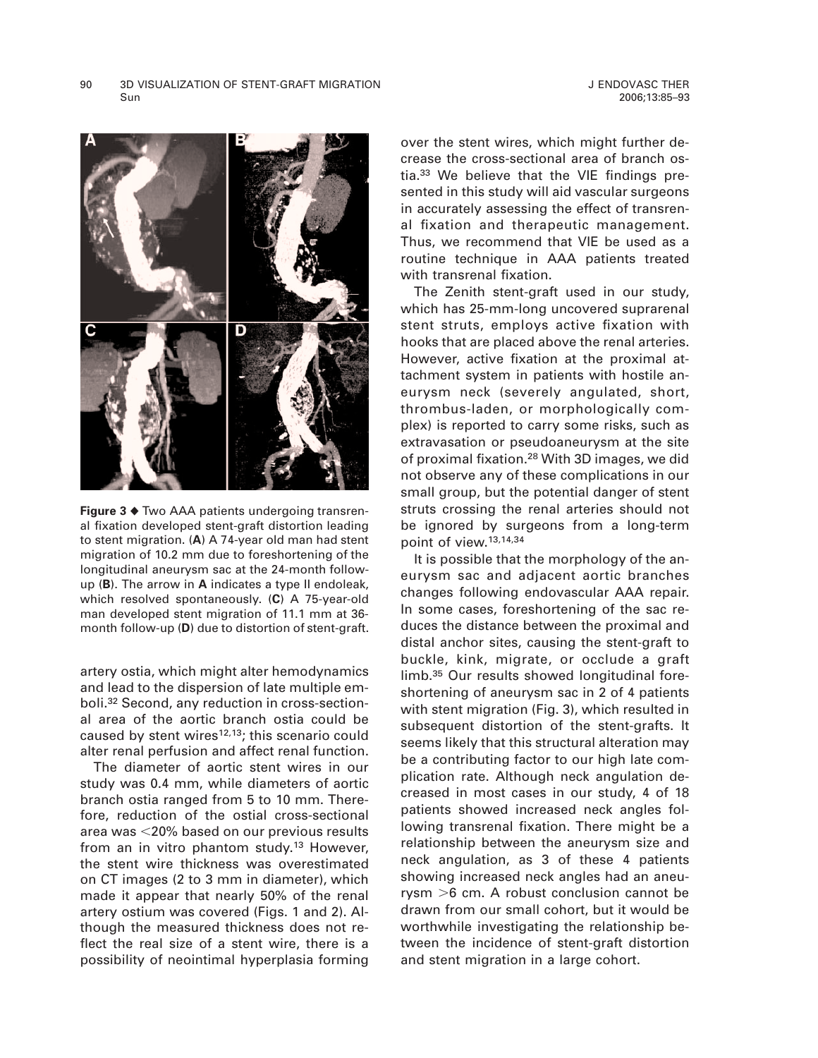**Figure 3** ◆ Two AAA patients undergoing transrenal fixation developed stent-graft distortion leading to stent migration. (**A**) A 74-year old man had stent migration of 10.2 mm due to foreshortening of the longitudinal aneurysm sac at the 24-month follow-up (**B**). The arrow in **A** indicates a type II endoleak, which resolved spontaneously. (**C**) A 75-year-old man developed stent migration of 11.1 mm at 36-month follow-up (**D**) due to distortion of stent-graft.

artery ostia, which might alter hemodynamics and lead to the dispersion of late multiple emboli.[32] Second, any reduction in cross-sectional area of the aortic branch ostia could be caused by stent wires[12,13]; this scenario could alter renal perfusion and affect renal function.

The diameter of aortic stent wires in our study was 0.4 mm, while diameters of aortic branch ostia ranged from 5 to 10 mm. Therefore, reduction of the ostial cross-sectional area was <20% based on our previous results from an in vitro phantom study.[13] However, the stent wire thickness was overestimated on CT images (2 to 3 mm in diameter), which made it appear that nearly 50% of the renal artery ostium was covered (Figs. 1 and 2). Although the measured thickness does not reflect the real size of a stent wire, there is a possibility of neointimal hyperplasia forming over the stent wires, which might further decrease the cross-sectional area of branch ostia.[33] We believe that the VIE findings presented in this study will aid vascular surgeons in accurately assessing the effect of transrenal fixation and therapeutic management. Thus, we recommend that VIE be used as a routine technique in AAA patients treated with transrenal fixation.

The Zenith stent-graft used in our study, which has 25-mm-long uncovered suprarenal stent struts, employs active fixation with hooks that are placed above the renal arteries. However, active fixation at the proximal attachment system in patients with hostile aneurysm neck (severely angulated, short, thrombus-laden, or morphologically complex) is reported to carry some risks, such as extravasation or pseudoaneurysm at the site of proximal fixation.[28] With 3D images, we did not observe any of these complications in our small group, but the potential danger of stent struts crossing the renal arteries should not be ignored by surgeons from a long-term point of view.[13,14,34]

It is possible that the morphology of the aneurysm sac and adjacent aortic branches changes following endovascular AAA repair. In some cases, foreshortening of the sac reduces the distance between the proximal and distal anchor sites, causing the stent-graft to buckle, kink, migrate, or occlude a graft limb.[35] Our results showed longitudinal foreshortening of aneurysm sac in 2 of 4 patients with stent migration (Fig. 3), which resulted in subsequent distortion of the stent-grafts. It seems likely that this structural alteration may be a contributing factor to our high late complication rate. Although neck angulation decreased in most cases in our study, 4 of 18 patients showed increased neck angles following transrenal fixation. There might be a relationship between the aneurysm size and neck angulation, as 3 of these 4 patients showing increased neck angles had an aneurysm >6 cm. A robust conclusion cannot be drawn from our small cohort, but it would be worthwhile investigating the relationship between the incidence of stent-graft distortion and stent migration in a large cohort.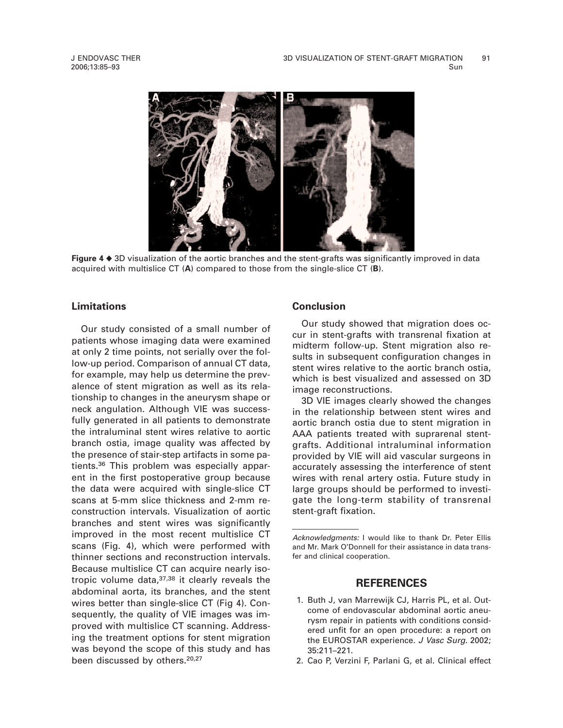**Figure 4** ◆ 3D visualization of the aortic branches and the stent-grafts was significantly improved in data acquired with multislice CT (**A**) compared to those from the single-slice CT (**B**).

## Limitations

Our study consisted of a small number of patients whose imaging data were examined at only 2 time points, not serially over the follow-up period. Comparison of annual CT data, for example, may help us determine the prevalence of stent migration as well as its relationship to changes in the aneurysm shape or neck angulation. Although VIE was successfully generated in all patients to demonstrate the intraluminal stent wires relative to aortic branch ostia, image quality was affected by the presence of stair-step artifacts in some patients.[36] This problem was especially apparent in the first postoperative group because the data were acquired with single-slice CT scans at 5-mm slice thickness and 2-mm reconstruction intervals. Visualization of aortic branches and stent wires was significantly improved in the most recent multislice CT scans (Fig. 4), which were performed with thinner sections and reconstruction intervals. Because multislice CT can acquire nearly isotropic volume data,[37,38] it clearly reveals the abdominal aorta, its branches, and the stent wires better than single-slice CT (Fig 4). Consequently, the quality of VIE images was improved with multislice CT scanning. Addressing the treatment options for stent migration was beyond the scope of this study and has been discussed by others.[20,27]

## Conclusion

Our study showed that migration does occur in stent-grafts with transrenal fixation at midterm follow-up. Stent migration also results in subsequent configuration changes in stent wires relative to the aortic branch ostia, which is best visualized and assessed on 3D image reconstructions.

3D VIE images clearly showed the changes in the relationship between stent wires and aortic branch ostia due to stent migration in AAA patients treated with suprarenal stent-grafts. Additional intraluminal information provided by VIE will aid vascular surgeons in accurately assessing the interference of stent wires with renal artery ostia. Future study in large groups should be performed to investigate the long-term stability of transrenal stent-graft fixation.

---

*Acknowledgments:* I would like to thank Dr. Peter Ellis and Mr. Mark O'Donnell for their assistance in data transfer and clinical cooperation.

## REFERENCES

1. Buth J, van Marrewijk CJ, Harris PL, et al. Outcome of endovascular abdominal aortic aneurysm repair in patients with conditions considered unfit for an open procedure: a report on the EUROSTAR experience. *J Vasc Surg*. 2002; 35:211–221.
2. Cao P, Verzini F, Parlani G, et al. Clinical effect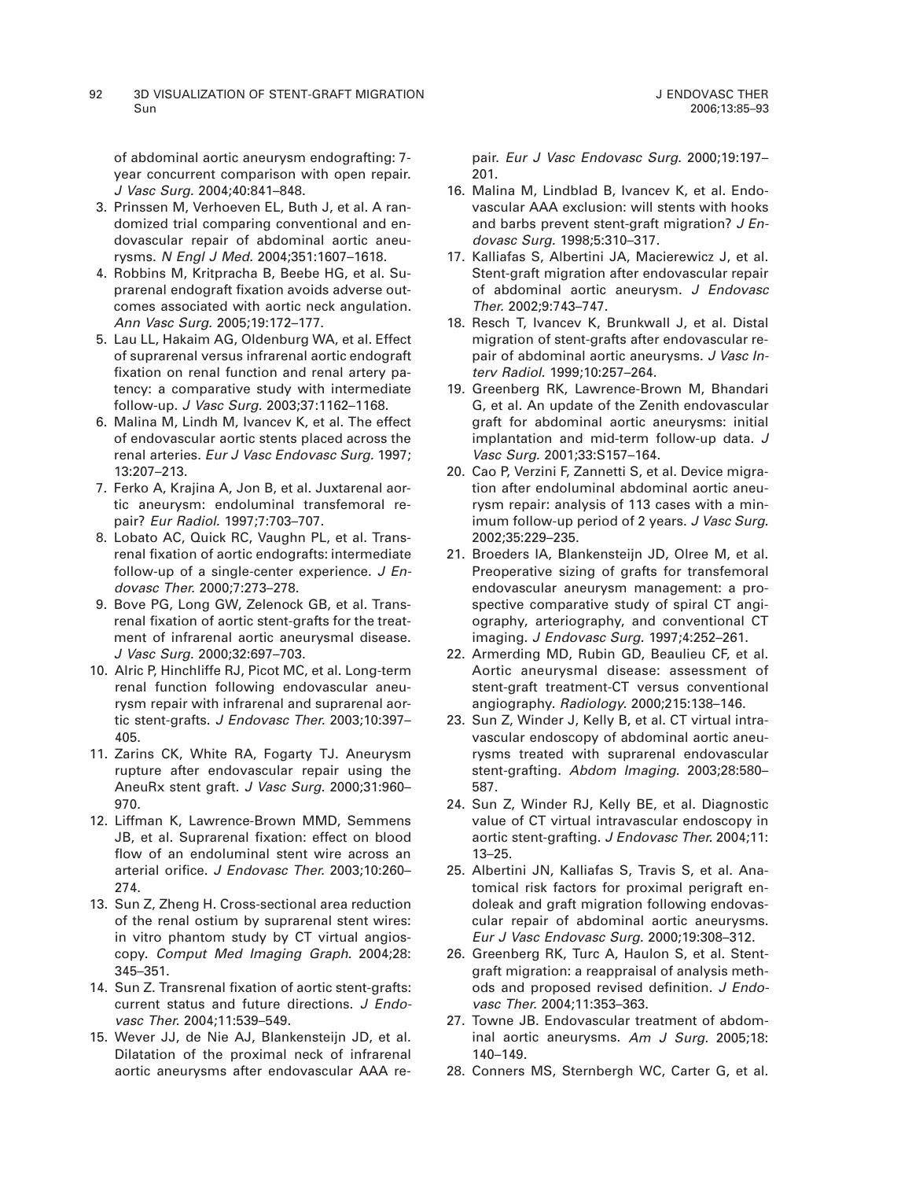of abdominal aortic aneurysm endografting: 7-year concurrent comparison with open repair. *J Vasc Surg.* 2004;40:841–848.

3. Prinssen M, Verhoeven EL, Buth J, et al. A randomized trial comparing conventional and endovascular repair of abdominal aortic aneurysms. *N Engl J Med.* 2004;351:1607–1618.
4. Robbins M, Kritpracha B, Beebe HG, et al. Suprarenal endograft fixation avoids adverse outcomes associated with aortic neck angulation. *Ann Vasc Surg.* 2005;19:172–177.
5. Lau LL, Hakaim AG, Oldenburg WA, et al. Effect of suprarenal versus infrarenal aortic endograft fixation on renal function and renal artery patency: a comparative study with intermediate follow-up. *J Vasc Surg.* 2003;37:1162–1168.
6. Malina M, Lindh M, Ivancev K, et al. The effect of endovascular aortic stents placed across the renal arteries. *Eur J Vasc Endovasc Surg.* 1997; 13:207–213.
7. Ferko A, Krajina A, Jon B, et al. Juxtarenal aortic aneurysm: endoluminal transfemoral repair? *Eur Radiol.* 1997;7:703–707.
8. Lobato AC, Quick RC, Vaughn PL, et al. Transrenal fixation of aortic endografts: intermediate follow-up of a single-center experience. *J Endovasc Ther.* 2000;7:273–278.
9. Bove PG, Long GW, Zelenock GB, et al. Transrenal fixation of aortic stent-grafts for the treatment of infrarenal aortic aneurysmal disease. *J Vasc Surg.* 2000;32:697–703.
10. Alric P, Hinchliffe RJ, Picot MC, et al. Long-term renal function following endovascular aneurysm repair with infrarenal and suprarenal aortic stent-grafts. *J Endovasc Ther.* 2003;10:397–405.
11. Zarins CK, White RA, Fogarty TJ. Aneurysm rupture after endovascular repair using the AneuRx stent graft. *J Vasc Surg.* 2000;31:960–970.
12. Liffman K, Lawrence-Brown MMD, Semmens JB, et al. Suprarenal fixation: effect on blood flow of an endoluminal stent wire across an arterial orifice. *J Endovasc Ther.* 2003;10:260–274.
13. Sun Z, Zheng H. Cross-sectional area reduction of the renal ostium by suprarenal stent wires: in vitro phantom study by CT virtual angioscopy. *Comput Med Imaging Graph.* 2004;28: 345–351.
14. Sun Z. Transrenal fixation of aortic stent-grafts: current status and future directions. *J Endovasc Ther.* 2004;11:539–549.
15. Wever JJ, de Nie AJ, Blankensteijn JD, et al. Dilatation of the proximal neck of infrarenal aortic aneurysms after endovascular AAA repair. *Eur J Vasc Endovasc Surg.* 2000;19:197–201.
16. Malina M, Lindblad B, Ivancev K, et al. Endovascular AAA exclusion: will stents with hooks and barbs prevent stent-graft migration? *J Endovasc Surg.* 1998;5:310–317.
17. Kalliafas S, Albertini JA, Macierewicz J, et al. Stent-graft migration after endovascular repair of abdominal aortic aneurysm. *J Endovasc Ther.* 2002;9:743–747.
18. Resch T, Ivancev K, Brunkwall J, et al. Distal migration of stent-grafts after endovascular repair of abdominal aortic aneurysms. *J Vasc Interv Radiol.* 1999;10:257–264.
19. Greenberg RK, Lawrence-Brown M, Bhandari G, et al. An update of the Zenith endovascular graft for abdominal aortic aneurysms: initial implantation and mid-term follow-up data. *J Vasc Surg.* 2001;33:S157–164.
20. Cao P, Verzini F, Zannetti S, et al. Device migration after endoluminal abdominal aortic aneurysm repair: analysis of 113 cases with a minimum follow-up period of 2 years. *J Vasc Surg.* 2002;35:229–235.
21. Broeders IA, Blankensteijn JD, Olree M, et al. Preoperative sizing of grafts for transfemoral endovascular aneurysm management: a prospective comparative study of spiral CT angiography, arteriography, and conventional CT imaging. *J Endovasc Surg.* 1997;4:252–261.
22. Armerding MD, Rubin GD, Beaulieu CF, et al. Aortic aneurysmal disease: assessment of stent-graft treatment-CT versus conventional angiography. *Radiology.* 2000;215:138–146.
23. Sun Z, Winder J, Kelly B, et al. CT virtual intravascular endoscopy of abdominal aortic aneurysms treated with suprarenal endovascular stent-grafting. *Abdom Imaging.* 2003;28:580–587.
24. Sun Z, Winder RJ, Kelly BE, et al. Diagnostic value of CT virtual intravascular endoscopy in aortic stent-grafting. *J Endovasc Ther.* 2004;11: 13–25.
25. Albertini JN, Kalliafas S, Travis S, et al. Anatomical risk factors for proximal perigraft endoleak and graft migration following endovascular repair of abdominal aortic aneurysms. *Eur J Vasc Endovasc Surg.* 2000;19:308–312.
26. Greenberg RK, Turc A, Haulon S, et al. Stent-graft migration: a reappraisal of analysis methods and proposed revised definition. *J Endovasc Ther.* 2004;11:353–363.
27. Towne JB. Endovascular treatment of abdominal aortic aneurysms. *Am J Surg.* 2005;18: 140–149.
28. Conners MS, Sternbergh WC, Carter G, et al.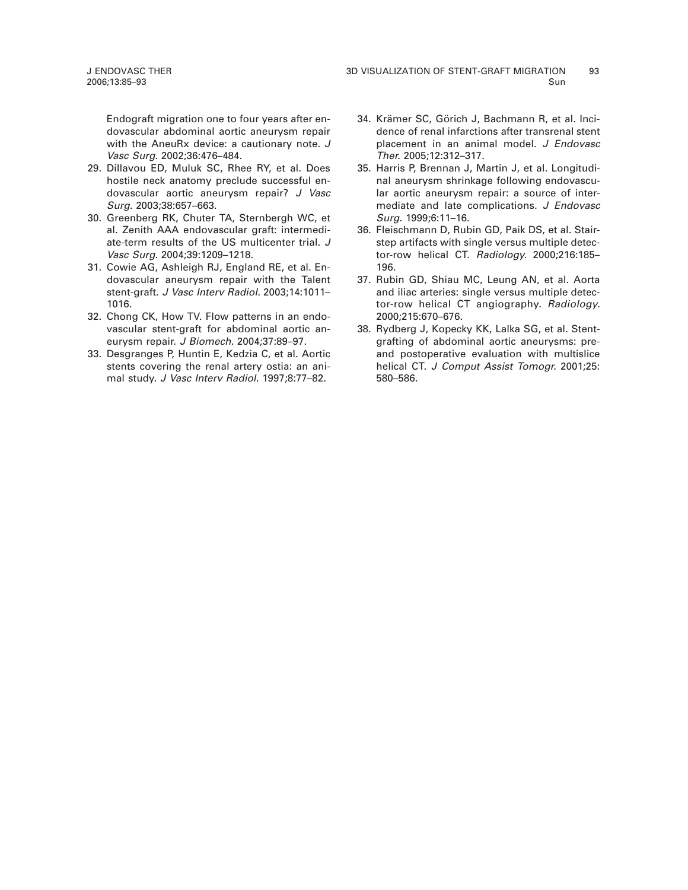Endograft migration one to four years after endovascular abdominal aortic aneurysm repair with the AneuRx device: a cautionary note. *J Vasc Surg.* 2002;36:476–484.

29. Dillavou ED, Muluk SC, Rhee RY, et al. Does hostile neck anatomy preclude successful endovascular aortic aneurysm repair? *J Vasc Surg.* 2003;38:657–663.
30. Greenberg RK, Chuter TA, Sternbergh WC, et al. Zenith AAA endovascular graft: intermediate-term results of the US multicenter trial. *J Vasc Surg.* 2004;39:1209–1218.
31. Cowie AG, Ashleigh RJ, England RE, et al. Endovascular aneurysm repair with the Talent stent-graft. *J Vasc Interv Radiol.* 2003;14:1011–1016.
32. Chong CK, How TV. Flow patterns in an endovascular stent-graft for abdominal aortic aneurysm repair. *J Biomech.* 2004;37:89–97.
33. Desgranges P, Huntin E, Kedzia C, et al. Aortic stents covering the renal artery ostia: an animal study. *J Vasc Interv Radiol.* 1997;8:77–82.
34. Krämer SC, Görich J, Bachmann R, et al. Incidence of renal infarctions after transrenal stent placement in an animal model. *J Endovasc Ther.* 2005;12:312–317.
35. Harris P, Brennan J, Martin J, et al. Longitudinal aneurysm shrinkage following endovascular aortic aneurysm repair: a source of intermediate and late complications. *J Endovasc Surg.* 1999;6:11–16.
36. Fleischmann D, Rubin GD, Paik DS, et al. Stair-step artifacts with single versus multiple detector-row helical CT. *Radiology.* 2000;216:185–196.
37. Rubin GD, Shiau MC, Leung AN, et al. Aorta and iliac arteries: single versus multiple detector-row helical CT angiography. *Radiology.* 2000;215:670–676.
38. Rydberg J, Kopecky KK, Lalka SG, et al. Stent-grafting of abdominal aortic aneurysms: pre- and postoperative evaluation with multislice helical CT. *J Comput Assist Tomogr.* 2001;25:580–586.